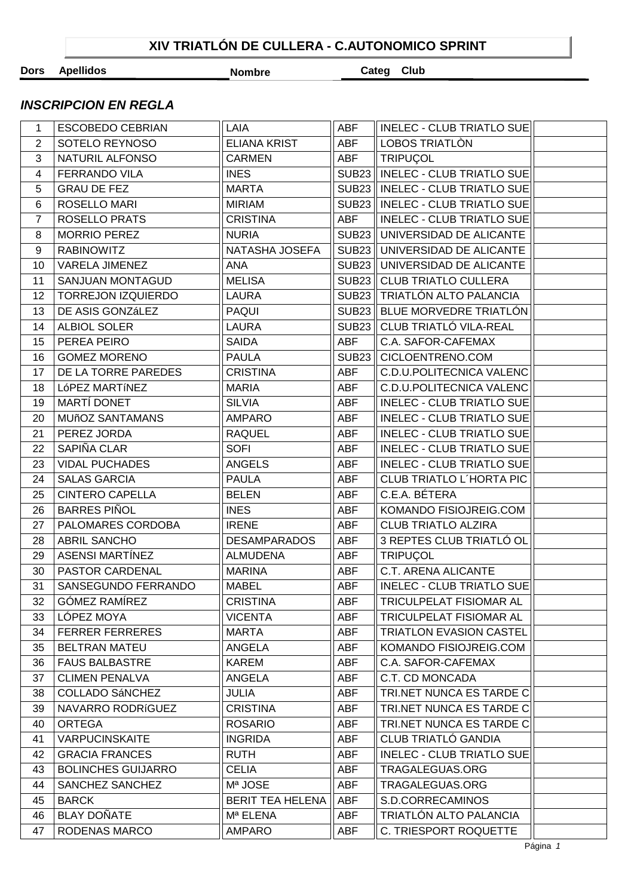# XIV TRIATLÓN DE CULLERA - C.AUTONOMICO SPRINT

## *INSCRIPCION EN REGLA*

| Dors | Apellidos | Nombre | Categ | Club | |
|---|---|---|---|---|---|
| 1 | ESCOBEDO CEBRIAN | LAIA | ABF | INELEC - CLUB TRIATLO SUE | |
| 2 | SOTELO REYNOSO | ELIANA KRIST | ABF | LOBOS TRIATLÒN | |
| 3 | NATURIL ALFONSO | CARMEN | ABF | TRIPUÇOL | |
| 4 | FERRANDO VILA | INES | SUB23 | INELEC - CLUB TRIATLO SUE | |
| 5 | GRAU DE FEZ | MARTA | SUB23 | INELEC - CLUB TRIATLO SUE | |
| 6 | ROSELLO MARI | MIRIAM | SUB23 | INELEC - CLUB TRIATLO SUE | |
| 7 | ROSELLO PRATS | CRISTINA | ABF | INELEC - CLUB TRIATLO SUE | |
| 8 | MORRIO PEREZ | NURIA | SUB23 | UNIVERSIDAD DE ALICANTE | |
| 9 | RABINOWITZ | NATASHA JOSEFA | SUB23 | UNIVERSIDAD DE ALICANTE | |
| 10 | VARELA JIMENEZ | ANA | SUB23 | UNIVERSIDAD DE ALICANTE | |
| 11 | SANJUAN MONTAGUD | MELISA | SUB23 | CLUB TRIATLO CULLERA | |
| 12 | TORREJON IZQUIERDO | LAURA | SUB23 | TRIATLÓN ALTO PALANCIA | |
| 13 | DE ASIS GONZáLEZ | PAQUI | SUB23 | BLUE MORVEDRE TRIATLÓN | |
| 14 | ALBIOL SOLER | LAURA | SUB23 | CLUB TRIATLÓ VILA-REAL | |
| 15 | PEREA PEIRO | SAIDA | ABF | C.A. SAFOR-CAFEMAX | |
| 16 | GOMEZ MORENO | PAULA | SUB23 | CICLOENTRENO.COM | |
| 17 | DE LA TORRE PAREDES | CRISTINA | ABF | C.D.U.POLITECNICA VALENC | |
| 18 | LóPEZ MARTíNEZ | MARIA | ABF | C.D.U.POLITECNICA VALENC | |
| 19 | MARTÍ DONET | SILVIA | ABF | INELEC - CLUB TRIATLO SUE | |
| 20 | MUñOZ SANTAMANS | AMPARO | ABF | INELEC - CLUB TRIATLO SUE | |
| 21 | PEREZ JORDA | RAQUEL | ABF | INELEC - CLUB TRIATLO SUE | |
| 22 | SAPIÑA CLAR | SOFI | ABF | INELEC - CLUB TRIATLO SUE | |
| 23 | VIDAL PUCHADES | ANGELS | ABF | INELEC - CLUB TRIATLO SUE | |
| 24 | SALAS GARCIA | PAULA | ABF | CLUB TRIATLO L´HORTA PIC | |
| 25 | CINTERO CAPELLA | BELEN | ABF | C.E.A. BÉTERA | |
| 26 | BARRES PIÑOL | INES | ABF | KOMANDO FISIOJREIG.COM | |
| 27 | PALOMARES CORDOBA | IRENE | ABF | CLUB TRIATLO ALZIRA | |
| 28 | ABRIL SANCHO | DESAMPARADOS | ABF | 3 REPTES CLUB TRIATLÓ OL | |
| 29 | ASENSI MARTÍNEZ | ALMUDENA | ABF | TRIPUÇOL | |
| 30 | PASTOR CARDENAL | MARINA | ABF | C.T. ARENA ALICANTE | |
| 31 | SANSEGUNDO FERRANDO | MABEL | ABF | INELEC - CLUB TRIATLO SUE | |
| 32 | GÓMEZ RAMÍREZ | CRISTINA | ABF | TRICULPELAT FISIOMAR AL | |
| 33 | LÓPEZ MOYA | VICENTA | ABF | TRICULPELAT FISIOMAR AL | |
| 34 | FERRER FERRERES | MARTA | ABF | TRIATLON EVASION CASTEL | |
| 35 | BELTRAN MATEU | ANGELA | ABF | KOMANDO FISIOJREIG.COM | |
| 36 | FAUS BALBASTRE | KAREM | ABF | C.A. SAFOR-CAFEMAX | |
| 37 | CLIMEN PENALVA | ANGELA | ABF | C.T. CD MONCADA | |
| 38 | COLLADO SáNCHEZ | JULIA | ABF | TRI.NET NUNCA ES TARDE C | |
| 39 | NAVARRO RODRíGUEZ | CRISTINA | ABF | TRI.NET NUNCA ES TARDE C | |
| 40 | ORTEGA | ROSARIO | ABF | TRI.NET NUNCA ES TARDE C | |
| 41 | VARPUCINSKAITE | INGRIDA | ABF | CLUB TRIATLÓ GANDIA | |
| 42 | GRACIA FRANCES | RUTH | ABF | INELEC - CLUB TRIATLO SUE | |
| 43 | BOLINCHES GUIJARRO | CELIA | ABF | TRAGALEGUAS.ORG | |
| 44 | SANCHEZ SANCHEZ | Mª JOSE | ABF | TRAGALEGUAS.ORG | |
| 45 | BARCK | BERIT TEA HELENA | ABF | S.D.CORRECAMINOS | |
| 46 | BLAY DOÑATE | Mª ELENA | ABF | TRIATLÓN ALTO PALANCIA | |
| 47 | RODENAS MARCO | AMPARO | ABF | C. TRIESPORT ROQUETTE | |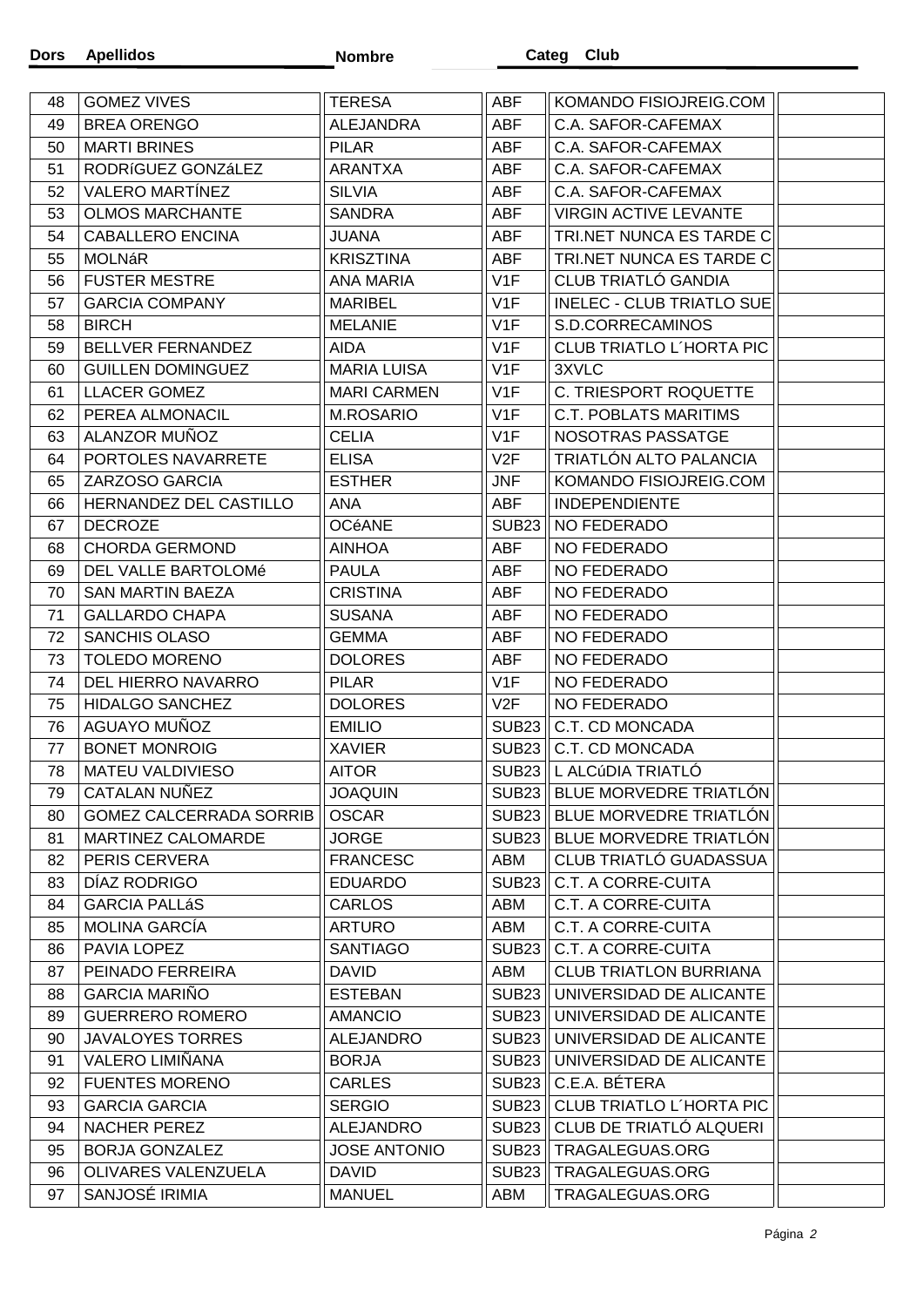| Dors | Apellidos | Nombre | Categ | Club | |
|---|---|---|---|---|---|
| 48 | GOMEZ VIVES | TERESA | ABF | KOMANDO FISIOJREIG.COM | |
| 49 | BREA ORENGO | ALEJANDRA | ABF | C.A. SAFOR-CAFEMAX | |
| 50 | MARTI BRINES | PILAR | ABF | C.A. SAFOR-CAFEMAX | |
| 51 | RODRíGUEZ GONZáLEZ | ARANTXA | ABF | C.A. SAFOR-CAFEMAX | |
| 52 | VALERO MARTÍNEZ | SILVIA | ABF | C.A. SAFOR-CAFEMAX | |
| 53 | OLMOS MARCHANTE | SANDRA | ABF | VIRGIN ACTIVE LEVANTE | |
| 54 | CABALLERO ENCINA | JUANA | ABF | TRI.NET NUNCA ES TARDE C | |
| 55 | MOLNáR | KRISZTINA | ABF | TRI.NET NUNCA ES TARDE C | |
| 56 | FUSTER MESTRE | ANA MARIA | V1F | CLUB TRIATLÓ GANDIA | |
| 57 | GARCIA COMPANY | MARIBEL | V1F | INELEC - CLUB TRIATLO SUE | |
| 58 | BIRCH | MELANIE | V1F | S.D.CORRECAMINOS | |
| 59 | BELLVER FERNANDEZ | AIDA | V1F | CLUB TRIATLO L´HORTA PIC | |
| 60 | GUILLEN DOMINGUEZ | MARIA LUISA | V1F | 3XVLC | |
| 61 | LLACER GOMEZ | MARI CARMEN | V1F | C. TRIESPORT ROQUETTE | |
| 62 | PEREA ALMONACIL | M.ROSARIO | V1F | C.T. POBLATS MARITIMS | |
| 63 | ALANZOR MUÑOZ | CELIA | V1F | NOSOTRAS PASSATGE | |
| 64 | PORTOLES NAVARRETE | ELISA | V2F | TRIATLÓN ALTO PALANCIA | |
| 65 | ZARZOSO GARCIA | ESTHER | JNF | KOMANDO FISIOJREIG.COM | |
| 66 | HERNANDEZ DEL CASTILLO | ANA | ABF | INDEPENDIENTE | |
| 67 | DECROZE | OCéANE | SUB23 | NO FEDERADO | |
| 68 | CHORDA GERMOND | AINHOA | ABF | NO FEDERADO | |
| 69 | DEL VALLE BARTOLOMé | PAULA | ABF | NO FEDERADO | |
| 70 | SAN MARTIN BAEZA | CRISTINA | ABF | NO FEDERADO | |
| 71 | GALLARDO CHAPA | SUSANA | ABF | NO FEDERADO | |
| 72 | SANCHIS OLASO | GEMMA | ABF | NO FEDERADO | |
| 73 | TOLEDO MORENO | DOLORES | ABF | NO FEDERADO | |
| 74 | DEL HIERRO NAVARRO | PILAR | V1F | NO FEDERADO | |
| 75 | HIDALGO SANCHEZ | DOLORES | V2F | NO FEDERADO | |
| 76 | AGUAYO MUÑOZ | EMILIO | SUB23 | C.T. CD MONCADA | |
| 77 | BONET MONROIG | XAVIER | SUB23 | C.T. CD MONCADA | |
| 78 | MATEU VALDIVIESO | AITOR | SUB23 | L ALCúDIA TRIATLÓ | |
| 79 | CATALAN NUÑEZ | JOAQUIN | SUB23 | BLUE MORVEDRE TRIATLÓN | |
| 80 | GOMEZ CALCERRADA SORRIB | OSCAR | SUB23 | BLUE MORVEDRE TRIATLÓN | |
| 81 | MARTINEZ CALOMARDE | JORGE | SUB23 | BLUE MORVEDRE TRIATLÓN | |
| 82 | PERIS CERVERA | FRANCESC | ABM | CLUB TRIATLÓ GUADASSUA | |
| 83 | DÍAZ RODRIGO | EDUARDO | SUB23 | C.T. A CORRE-CUITA | |
| 84 | GARCIA PALLáS | CARLOS | ABM | C.T. A CORRE-CUITA | |
| 85 | MOLINA GARCÍA | ARTURO | ABM | C.T. A CORRE-CUITA | |
| 86 | PAVIA LOPEZ | SANTIAGO | SUB23 | C.T. A CORRE-CUITA | |
| 87 | PEINADO FERREIRA | DAVID | ABM | CLUB TRIATLON BURRIANA | |
| 88 | GARCIA MARIÑO | ESTEBAN | SUB23 | UNIVERSIDAD DE ALICANTE | |
| 89 | GUERRERO ROMERO | AMANCIO | SUB23 | UNIVERSIDAD DE ALICANTE | |
| 90 | JAVALOYES TORRES | ALEJANDRO | SUB23 | UNIVERSIDAD DE ALICANTE | |
| 91 | VALERO LIMIÑANA | BORJA | SUB23 | UNIVERSIDAD DE ALICANTE | |
| 92 | FUENTES MORENO | CARLES | SUB23 | C.E.A. BÉTERA | |
| 93 | GARCIA GARCIA | SERGIO | SUB23 | CLUB TRIATLO L´HORTA PIC | |
| 94 | NACHER PEREZ | ALEJANDRO | SUB23 | CLUB DE TRIATLÓ ALQUERI | |
| 95 | BORJA GONZALEZ | JOSE ANTONIO | SUB23 | TRAGALEGUAS.ORG | |
| 96 | OLIVARES VALENZUELA | DAVID | SUB23 | TRAGALEGUAS.ORG | |
| 97 | SANJOSÉ IRIMIA | MANUEL | ABM | TRAGALEGUAS.ORG | |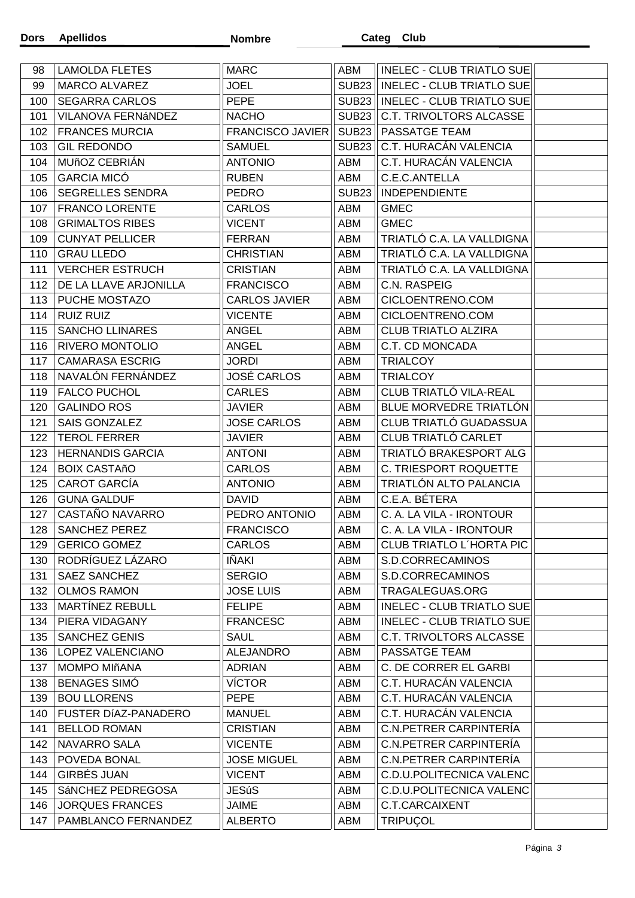| Dors | Apellidos | Nombre | Categ | Club | |
|---|---|---|---|---|---|
| 98 | LAMOLDA FLETES | MARC | ABM | INELEC - CLUB TRIATLO SUE | |
| 99 | MARCO ALVAREZ | JOEL | SUB23 | INELEC - CLUB TRIATLO SUE | |
| 100 | SEGARRA CARLOS | PEPE | SUB23 | INELEC - CLUB TRIATLO SUE | |
| 101 | VILANOVA FERNáNDEZ | NACHO | SUB23 | C.T. TRIVOLTORS ALCASSE | |
| 102 | FRANCES MURCIA | FRANCISCO JAVIER | SUB23 | PASSATGE TEAM | |
| 103 | GIL REDONDO | SAMUEL | SUB23 | C.T. HURACÁN VALENCIA | |
| 104 | MUñOZ CEBRIÁN | ANTONIO | ABM | C.T. HURACÁN VALENCIA | |
| 105 | GARCIA MICÓ | RUBEN | ABM | C.E.C.ANTELLA | |
| 106 | SEGRELLES SENDRA | PEDRO | SUB23 | INDEPENDIENTE | |
| 107 | FRANCO LORENTE | CARLOS | ABM | GMEC | |
| 108 | GRIMALTOS RIBES | VICENT | ABM | GMEC | |
| 109 | CUNYAT PELLICER | FERRAN | ABM | TRIATLÓ C.A. LA VALLDIGNA | |
| 110 | GRAU LLEDO | CHRISTIAN | ABM | TRIATLÓ C.A. LA VALLDIGNA | |
| 111 | VERCHER ESTRUCH | CRISTIAN | ABM | TRIATLÓ C.A. LA VALLDIGNA | |
| 112 | DE LA LLAVE ARJONILLA | FRANCISCO | ABM | C.N. RASPEIG | |
| 113 | PUCHE MOSTAZO | CARLOS JAVIER | ABM | CICLOENTRENO.COM | |
| 114 | RUIZ RUIZ | VICENTE | ABM | CICLOENTRENO.COM | |
| 115 | SANCHO LLINARES | ANGEL | ABM | CLUB TRIATLO ALZIRA | |
| 116 | RIVERO MONTOLIO | ANGEL | ABM | C.T. CD MONCADA | |
| 117 | CAMARASA ESCRIG | JORDI | ABM | TRIALCOY | |
| 118 | NAVALÓN FERNÁNDEZ | JOSÉ CARLOS | ABM | TRIALCOY | |
| 119 | FALCO PUCHOL | CARLES | ABM | CLUB TRIATLÓ VILA-REAL | |
| 120 | GALINDO ROS | JAVIER | ABM | BLUE MORVEDRE TRIATLÓN | |
| 121 | SAIS GONZALEZ | JOSE CARLOS | ABM | CLUB TRIATLÓ GUADASSUA | |
| 122 | TEROL FERRER | JAVIER | ABM | CLUB TRIATLÓ CARLET | |
| 123 | HERNANDIS GARCIA | ANTONI | ABM | TRIATLÓ BRAKESPORT ALG | |
| 124 | BOIX CASTAñO | CARLOS | ABM | C. TRIESPORT ROQUETTE | |
| 125 | CAROT GARCÍA | ANTONIO | ABM | TRIATLÓN ALTO PALANCIA | |
| 126 | GUNA GALDUF | DAVID | ABM | C.E.A. BÉTERA | |
| 127 | CASTAÑO NAVARRO | PEDRO ANTONIO | ABM | C. A. LA VILA - IRONTOUR | |
| 128 | SANCHEZ PEREZ | FRANCISCO | ABM | C. A. LA VILA - IRONTOUR | |
| 129 | GERICO GOMEZ | CARLOS | ABM | CLUB TRIATLO L´HORTA PIC | |
| 130 | RODRÍGUEZ LÁZARO | IÑAKI | ABM | S.D.CORRECAMINOS | |
| 131 | SAEZ SANCHEZ | SERGIO | ABM | S.D.CORRECAMINOS | |
| 132 | OLMOS RAMON | JOSE LUIS | ABM | TRAGALEGUAS.ORG | |
| 133 | MARTÍNEZ REBULL | FELIPE | ABM | INELEC - CLUB TRIATLO SUE | |
| 134 | PIERA VIDAGANY | FRANCESC | ABM | INELEC - CLUB TRIATLO SUE | |
| 135 | SANCHEZ GENIS | SAUL | ABM | C.T. TRIVOLTORS ALCASSE | |
| 136 | LOPEZ VALENCIANO | ALEJANDRO | ABM | PASSATGE TEAM | |
| 137 | MOMPO MIñANA | ADRIAN | ABM | C. DE CORRER EL GARBI | |
| 138 | BENAGES SIMÓ | VÍCTOR | ABM | C.T. HURACÁN VALENCIA | |
| 139 | BOU LLORENS | PEPE | ABM | C.T. HURACÁN VALENCIA | |
| 140 | FUSTER DíAZ-PANADERO | MANUEL | ABM | C.T. HURACÁN VALENCIA | |
| 141 | BELLOD ROMAN | CRISTIAN | ABM | C.N.PETRER CARPINTERÍA | |
| 142 | NAVARRO SALA | VICENTE | ABM | C.N.PETRER CARPINTERÍA | |
| 143 | POVEDA BONAL | JOSE MIGUEL | ABM | C.N.PETRER CARPINTERÍA | |
| 144 | GIRBÉS JUAN | VICENT | ABM | C.D.U.POLITECNICA VALENC | |
| 145 | SáNCHEZ PEDREGOSA | JESúS | ABM | C.D.U.POLITECNICA VALENC | |
| 146 | JORQUES FRANCES | JAIME | ABM | C.T.CARCAIXENT | |
| 147 | PAMBLANCO FERNANDEZ | ALBERTO | ABM | TRIPUÇOL | |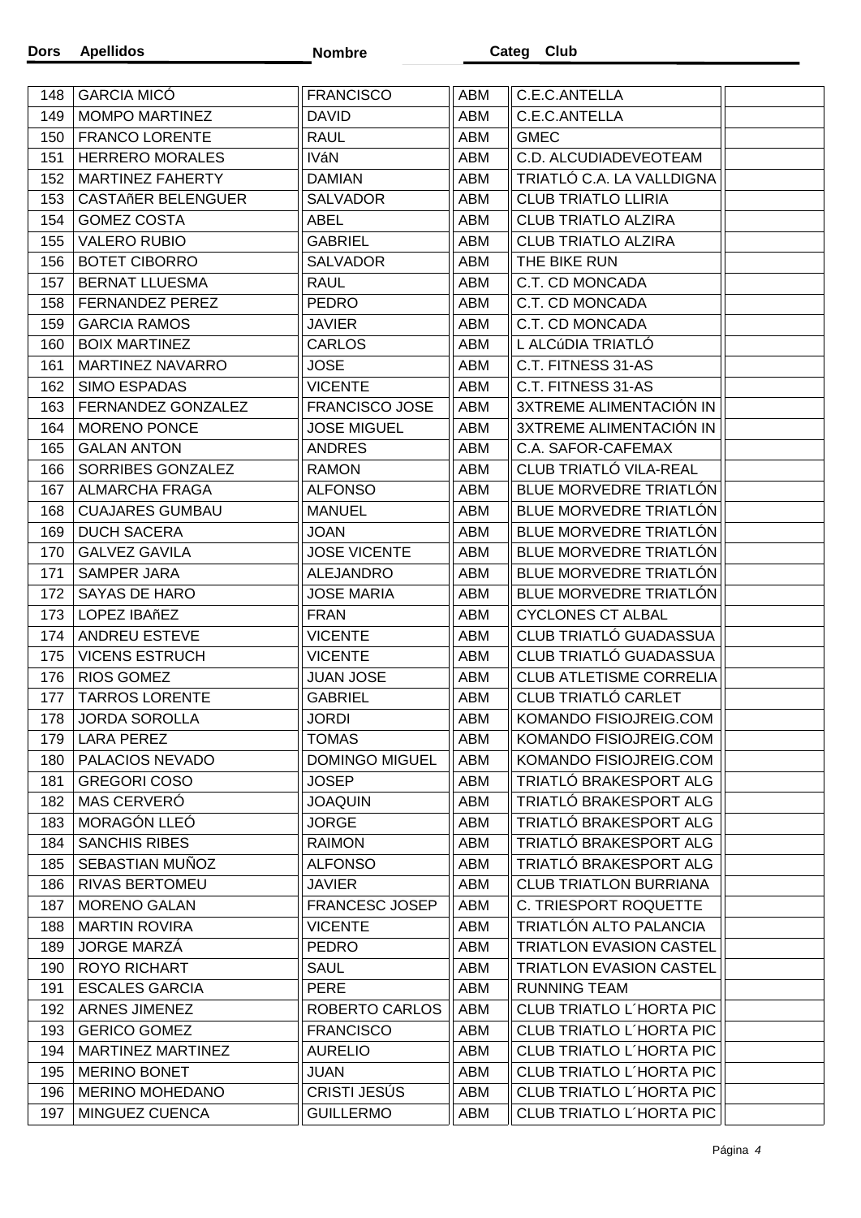| Dors | Apellidos | Nombre | Categ | Club | |
|---|---|---|---|---|---|
| 148 | GARCIA MICÓ | FRANCISCO | ABM | C.E.C.ANTELLA | |
| 149 | MOMPO MARTINEZ | DAVID | ABM | C.E.C.ANTELLA | |
| 150 | FRANCO LORENTE | RAUL | ABM | GMEC | |
| 151 | HERRERO MORALES | IVáN | ABM | C.D. ALCUDIADEVEOTEAM | |
| 152 | MARTINEZ FAHERTY | DAMIAN | ABM | TRIATLÓ C.A. LA VALLDIGNA | |
| 153 | CASTAñER BELENGUER | SALVADOR | ABM | CLUB TRIATLO LLIRIA | |
| 154 | GOMEZ COSTA | ABEL | ABM | CLUB TRIATLO ALZIRA | |
| 155 | VALERO RUBIO | GABRIEL | ABM | CLUB TRIATLO ALZIRA | |
| 156 | BOTET CIBORRO | SALVADOR | ABM | THE BIKE RUN | |
| 157 | BERNAT LLUESMA | RAUL | ABM | C.T. CD MONCADA | |
| 158 | FERNANDEZ PEREZ | PEDRO | ABM | C.T. CD MONCADA | |
| 159 | GARCIA RAMOS | JAVIER | ABM | C.T. CD MONCADA | |
| 160 | BOIX MARTINEZ | CARLOS | ABM | L ALCúDIA TRIATLÓ | |
| 161 | MARTINEZ NAVARRO | JOSE | ABM | C.T. FITNESS 31-AS | |
| 162 | SIMO ESPADAS | VICENTE | ABM | C.T. FITNESS 31-AS | |
| 163 | FERNANDEZ GONZALEZ | FRANCISCO JOSE | ABM | 3XTREME ALIMENTACIÓN IN | |
| 164 | MORENO PONCE | JOSE MIGUEL | ABM | 3XTREME ALIMENTACIÓN IN | |
| 165 | GALAN ANTON | ANDRES | ABM | C.A. SAFOR-CAFEMAX | |
| 166 | SORRIBES GONZALEZ | RAMON | ABM | CLUB TRIATLÓ VILA-REAL | |
| 167 | ALMARCHA FRAGA | ALFONSO | ABM | BLUE MORVEDRE TRIATLÓN | |
| 168 | CUAJARES GUMBAU | MANUEL | ABM | BLUE MORVEDRE TRIATLÓN | |
| 169 | DUCH SACERA | JOAN | ABM | BLUE MORVEDRE TRIATLÓN | |
| 170 | GALVEZ GAVILA | JOSE VICENTE | ABM | BLUE MORVEDRE TRIATLÓN | |
| 171 | SAMPER JARA | ALEJANDRO | ABM | BLUE MORVEDRE TRIATLÓN | |
| 172 | SAYAS DE HARO | JOSE MARIA | ABM | BLUE MORVEDRE TRIATLÓN | |
| 173 | LOPEZ IBAñEZ | FRAN | ABM | CYCLONES CT ALBAL | |
| 174 | ANDREU ESTEVE | VICENTE | ABM | CLUB TRIATLÓ GUADASSUA | |
| 175 | VICENS ESTRUCH | VICENTE | ABM | CLUB TRIATLÓ GUADASSUA | |
| 176 | RIOS GOMEZ | JUAN JOSE | ABM | CLUB ATLETISME CORRELIA | |
| 177 | TARROS LORENTE | GABRIEL | ABM | CLUB TRIATLÓ CARLET | |
| 178 | JORDA SOROLLA | JORDI | ABM | KOMANDO FISIOJREIG.COM | |
| 179 | LARA PEREZ | TOMAS | ABM | KOMANDO FISIOJREIG.COM | |
| 180 | PALACIOS NEVADO | DOMINGO MIGUEL | ABM | KOMANDO FISIOJREIG.COM | |
| 181 | GREGORI COSO | JOSEP | ABM | TRIATLÓ BRAKESPORT ALG | |
| 182 | MAS CERVERÓ | JOAQUIN | ABM | TRIATLÓ BRAKESPORT ALG | |
| 183 | MORAGÓN LLEÓ | JORGE | ABM | TRIATLÓ BRAKESPORT ALG | |
| 184 | SANCHIS RIBES | RAIMON | ABM | TRIATLÓ BRAKESPORT ALG | |
| 185 | SEBASTIAN MUÑOZ | ALFONSO | ABM | TRIATLÓ BRAKESPORT ALG | |
| 186 | RIVAS BERTOMEU | JAVIER | ABM | CLUB TRIATLON BURRIANA | |
| 187 | MORENO GALAN | FRANCESC JOSEP | ABM | C. TRIESPORT ROQUETTE | |
| 188 | MARTIN ROVIRA | VICENTE | ABM | TRIATLÓN ALTO PALANCIA | |
| 189 | JORGE MARZÁ | PEDRO | ABM | TRIATLON EVASION CASTEL | |
| 190 | ROYO RICHART | SAUL | ABM | TRIATLON EVASION CASTEL | |
| 191 | ESCALES GARCIA | PERE | ABM | RUNNING TEAM | |
| 192 | ARNES JIMENEZ | ROBERTO CARLOS | ABM | CLUB TRIATLO L´HORTA PIC | |
| 193 | GERICO GOMEZ | FRANCISCO | ABM | CLUB TRIATLO L´HORTA PIC | |
| 194 | MARTINEZ MARTINEZ | AURELIO | ABM | CLUB TRIATLO L´HORTA PIC | |
| 195 | MERINO BONET | JUAN | ABM | CLUB TRIATLO L´HORTA PIC | |
| 196 | MERINO MOHEDANO | CRISTI JESÚS | ABM | CLUB TRIATLO L´HORTA PIC | |
| 197 | MINGUEZ CUENCA | GUILLERMO | ABM | CLUB TRIATLO L´HORTA PIC | |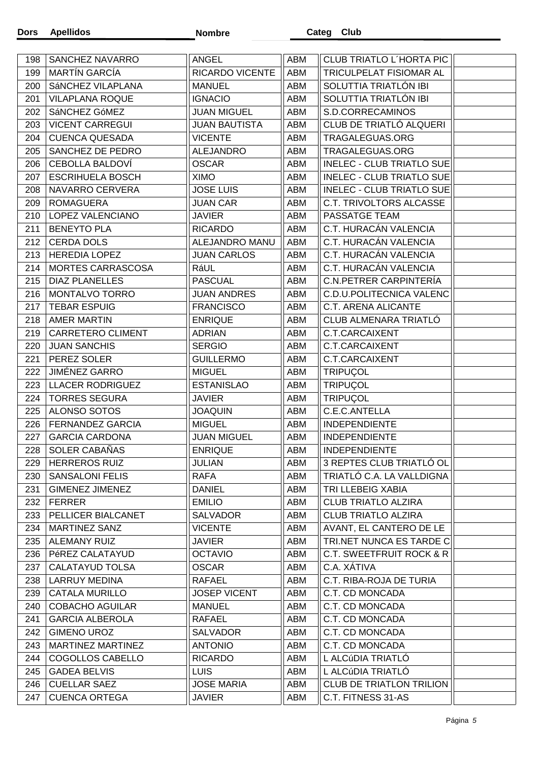| Dors | Apellidos | Nombre | Categ | Club | |
|---|---|---|---|---|---|
| 198 | SANCHEZ NAVARRO | ANGEL | ABM | CLUB TRIATLO L´HORTA PIC | |
| 199 | MARTÍN GARCÍA | RICARDO VICENTE | ABM | TRICULPELAT FISIOMAR AL | |
| 200 | SáNCHEZ VILAPLANA | MANUEL | ABM | SOLUTTIA TRIATLÓN IBI | |
| 201 | VILAPLANA ROQUE | IGNACIO | ABM | SOLUTTIA TRIATLÓN IBI | |
| 202 | SáNCHEZ GóMEZ | JUAN MIGUEL | ABM | S.D.CORRECAMINOS | |
| 203 | VICENT CARREGUI | JUAN BAUTISTA | ABM | CLUB DE TRIATLÓ ALQUERI | |
| 204 | CUENCA QUESADA | VICENTE | ABM | TRAGALEGUAS.ORG | |
| 205 | SANCHEZ DE PEDRO | ALEJANDRO | ABM | TRAGALEGUAS.ORG | |
| 206 | CEBOLLA BALDOVÍ | OSCAR | ABM | INELEC - CLUB TRIATLO SUE | |
| 207 | ESCRIHUELA BOSCH | XIMO | ABM | INELEC - CLUB TRIATLO SUE | |
| 208 | NAVARRO CERVERA | JOSE LUIS | ABM | INELEC - CLUB TRIATLO SUE | |
| 209 | ROMAGUERA | JUAN CAR | ABM | C.T. TRIVOLTORS ALCASSE | |
| 210 | LOPEZ VALENCIANO | JAVIER | ABM | PASSATGE TEAM | |
| 211 | BENEYTO PLA | RICARDO | ABM | C.T. HURACÁN VALENCIA | |
| 212 | CERDA DOLS | ALEJANDRO MANU | ABM | C.T. HURACÁN VALENCIA | |
| 213 | HEREDIA LOPEZ | JUAN CARLOS | ABM | C.T. HURACÁN VALENCIA | |
| 214 | MORTES CARRASCOSA | RáUL | ABM | C.T. HURACÁN VALENCIA | |
| 215 | DIAZ PLANELLES | PASCUAL | ABM | C.N.PETRER CARPINTERÍA | |
| 216 | MONTALVO TORRO | JUAN ANDRES | ABM | C.D.U.POLITECNICA VALENC | |
| 217 | TEBAR ESPUIG | FRANCISCO | ABM | C.T. ARENA ALICANTE | |
| 218 | AMER MARTIN | ENRIQUE | ABM | CLUB ALMENARA TRIATLÓ | |
| 219 | CARRETERO CLIMENT | ADRIAN | ABM | C.T.CARCAIXENT | |
| 220 | JUAN SANCHIS | SERGIO | ABM | C.T.CARCAIXENT | |
| 221 | PEREZ SOLER | GUILLERMO | ABM | C.T.CARCAIXENT | |
| 222 | JIMÉNEZ GARRO | MIGUEL | ABM | TRIPUÇOL | |
| 223 | LLACER RODRIGUEZ | ESTANISLAO | ABM | TRIPUÇOL | |
| 224 | TORRES SEGURA | JAVIER | ABM | TRIPUÇOL | |
| 225 | ALONSO SOTOS | JOAQUIN | ABM | C.E.C.ANTELLA | |
| 226 | FERNANDEZ GARCIA | MIGUEL | ABM | INDEPENDIENTE | |
| 227 | GARCIA CARDONA | JUAN MIGUEL | ABM | INDEPENDIENTE | |
| 228 | SOLER CABAÑAS | ENRIQUE | ABM | INDEPENDIENTE | |
| 229 | HERREROS RUIZ | JULIAN | ABM | 3 REPTES CLUB TRIATLÓ OL | |
| 230 | SANSALONI FELIS | RAFA | ABM | TRIATLÓ C.A. LA VALLDIGNA | |
| 231 | GIMENEZ JIMENEZ | DANIEL | ABM | TRI LLEBEIG XABIA | |
| 232 | FERRER | EMILIO | ABM | CLUB TRIATLO ALZIRA | |
| 233 | PELLICER BIALCANET | SALVADOR | ABM | CLUB TRIATLO ALZIRA | |
| 234 | MARTINEZ SANZ | VICENTE | ABM | AVANT, EL CANTERO DE LE | |
| 235 | ALEMANY RUIZ | JAVIER | ABM | TRI.NET NUNCA ES TARDE C | |
| 236 | PéREZ CALATAYUD | OCTAVIO | ABM | C.T. SWEETFRUIT ROCK & R | |
| 237 | CALATAYUD TOLSA | OSCAR | ABM | C.A. XÁTIVA | |
| 238 | LARRUY MEDINA | RAFAEL | ABM | C.T. RIBA-ROJA DE TURIA | |
| 239 | CATALA MURILLO | JOSEP VICENT | ABM | C.T. CD MONCADA | |
| 240 | COBACHO AGUILAR | MANUEL | ABM | C.T. CD MONCADA | |
| 241 | GARCIA ALBEROLA | RAFAEL | ABM | C.T. CD MONCADA | |
| 242 | GIMENO UROZ | SALVADOR | ABM | C.T. CD MONCADA | |
| 243 | MARTINEZ MARTINEZ | ANTONIO | ABM | C.T. CD MONCADA | |
| 244 | COGOLLOS CABELLO | RICARDO | ABM | L ALCúDIA TRIATLÓ | |
| 245 | GADEA BELVIS | LUIS | ABM | L ALCúDIA TRIATLÓ | |
| 246 | CUELLAR SAEZ | JOSE MARIA | ABM | CLUB DE TRIATLON TRILION | |
| 247 | CUENCA ORTEGA | JAVIER | ABM | C.T. FITNESS 31-AS | |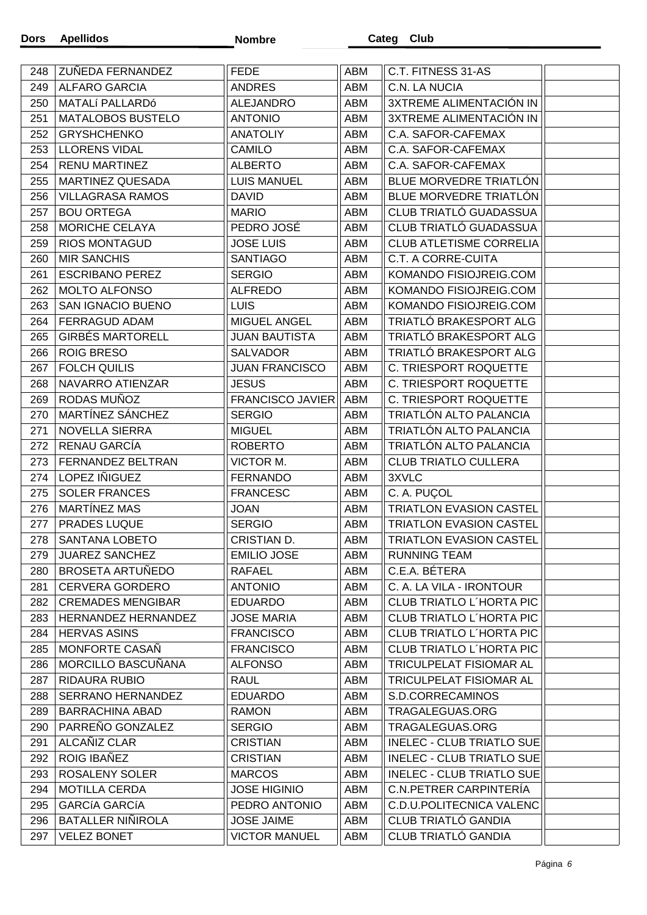| Dors | Apellidos | Nombre | Categ | Club | |
|---|---|---|---|---|---|
| 248 | ZUÑEDA FERNANDEZ | FEDE | ABM | C.T. FITNESS 31-AS | |
| 249 | ALFARO GARCIA | ANDRES | ABM | C.N. LA NUCIA | |
| 250 | MATALÍ PALLARDó | ALEJANDRO | ABM | 3XTREME ALIMENTACIÓN IN | |
| 251 | MATALOBOS BUSTELO | ANTONIO | ABM | 3XTREME ALIMENTACIÓN IN | |
| 252 | GRYSHCHENKO | ANATOLIY | ABM | C.A. SAFOR-CAFEMAX | |
| 253 | LLORENS VIDAL | CAMILO | ABM | C.A. SAFOR-CAFEMAX | |
| 254 | RENU MARTINEZ | ALBERTO | ABM | C.A. SAFOR-CAFEMAX | |
| 255 | MARTINEZ QUESADA | LUIS MANUEL | ABM | BLUE MORVEDRE TRIATLÓN | |
| 256 | VILLAGRASA RAMOS | DAVID | ABM | BLUE MORVEDRE TRIATLÓN | |
| 257 | BOU ORTEGA | MARIO | ABM | CLUB TRIATLÓ GUADASSUA | |
| 258 | MORICHE CELAYA | PEDRO JOSÉ | ABM | CLUB TRIATLÓ GUADASSUA | |
| 259 | RIOS MONTAGUD | JOSE LUIS | ABM | CLUB ATLETISME CORRELIA | |
| 260 | MIR SANCHIS | SANTIAGO | ABM | C.T. A CORRE-CUITA | |
| 261 | ESCRIBANO PEREZ | SERGIO | ABM | KOMANDO FISIOJREIG.COM | |
| 262 | MOLTO ALFONSO | ALFREDO | ABM | KOMANDO FISIOJREIG.COM | |
| 263 | SAN IGNACIO BUENO | LUIS | ABM | KOMANDO FISIOJREIG.COM | |
| 264 | FERRAGUD ADAM | MIGUEL ANGEL | ABM | TRIATLÓ BRAKESPORT ALG | |
| 265 | GIRBÉS MARTORELL | JUAN BAUTISTA | ABM | TRIATLÓ BRAKESPORT ALG | |
| 266 | ROIG BRESO | SALVADOR | ABM | TRIATLÓ BRAKESPORT ALG | |
| 267 | FOLCH QUILIS | JUAN FRANCISCO | ABM | C. TRIESPORT ROQUETTE | |
| 268 | NAVARRO ATIENZAR | JESUS | ABM | C. TRIESPORT ROQUETTE | |
| 269 | RODAS MUÑOZ | FRANCISCO JAVIER | ABM | C. TRIESPORT ROQUETTE | |
| 270 | MARTÍNEZ SÁNCHEZ | SERGIO | ABM | TRIATLÓN ALTO PALANCIA | |
| 271 | NOVELLA SIERRA | MIGUEL | ABM | TRIATLÓN ALTO PALANCIA | |
| 272 | RENAU GARCÍA | ROBERTO | ABM | TRIATLÓN ALTO PALANCIA | |
| 273 | FERNANDEZ BELTRAN | VICTOR M. | ABM | CLUB TRIATLO CULLERA | |
| 274 | LOPEZ IÑIGUEZ | FERNANDO | ABM | 3XVLC | |
| 275 | SOLER FRANCES | FRANCESC | ABM | C. A. PUÇOL | |
| 276 | MARTÍNEZ MAS | JOAN | ABM | TRIATLON EVASION CASTEL | |
| 277 | PRADES LUQUE | SERGIO | ABM | TRIATLON EVASION CASTEL | |
| 278 | SANTANA LOBETO | CRISTIAN D. | ABM | TRIATLON EVASION CASTEL | |
| 279 | JUAREZ SANCHEZ | EMILIO JOSE | ABM | RUNNING TEAM | |
| 280 | BROSETA ARTUÑEDO | RAFAEL | ABM | C.E.A. BÉTERA | |
| 281 | CERVERA GORDERO | ANTONIO | ABM | C. A. LA VILA - IRONTOUR | |
| 282 | CREMADES MENGIBAR | EDUARDO | ABM | CLUB TRIATLO L´HORTA PIC | |
| 283 | HERNANDEZ HERNANDEZ | JOSE MARIA | ABM | CLUB TRIATLO L´HORTA PIC | |
| 284 | HERVAS ASINS | FRANCISCO | ABM | CLUB TRIATLO L´HORTA PIC | |
| 285 | MONFORTE CASAÑ | FRANCISCO | ABM | CLUB TRIATLO L´HORTA PIC | |
| 286 | MORCILLO BASCUÑANA | ALFONSO | ABM | TRICULPELAT FISIOMAR AL | |
| 287 | RIDAURA RUBIO | RAUL | ABM | TRICULPELAT FISIOMAR AL | |
| 288 | SERRANO HERNANDEZ | EDUARDO | ABM | S.D.CORRECAMINOS | |
| 289 | BARRACHINA ABAD | RAMON | ABM | TRAGALEGUAS.ORG | |
| 290 | PARREÑO GONZALEZ | SERGIO | ABM | TRAGALEGUAS.ORG | |
| 291 | ALCAÑIZ CLAR | CRISTIAN | ABM | INELEC - CLUB TRIATLO SUE | |
| 292 | ROIG IBAÑEZ | CRISTIAN | ABM | INELEC - CLUB TRIATLO SUE | |
| 293 | ROSALENY SOLER | MARCOS | ABM | INELEC - CLUB TRIATLO SUE | |
| 294 | MOTILLA CERDA | JOSE HIGINIO | ABM | C.N.PETRER CARPINTERÍA | |
| 295 | GARCÍA GARCÍA | PEDRO ANTONIO | ABM | C.D.U.POLITECNICA VALENC | |
| 296 | BATALLER NIÑIROLA | JOSE JAIME | ABM | CLUB TRIATLÓ GANDIA | |
| 297 | VELEZ BONET | VICTOR MANUEL | ABM | CLUB TRIATLÓ GANDIA | |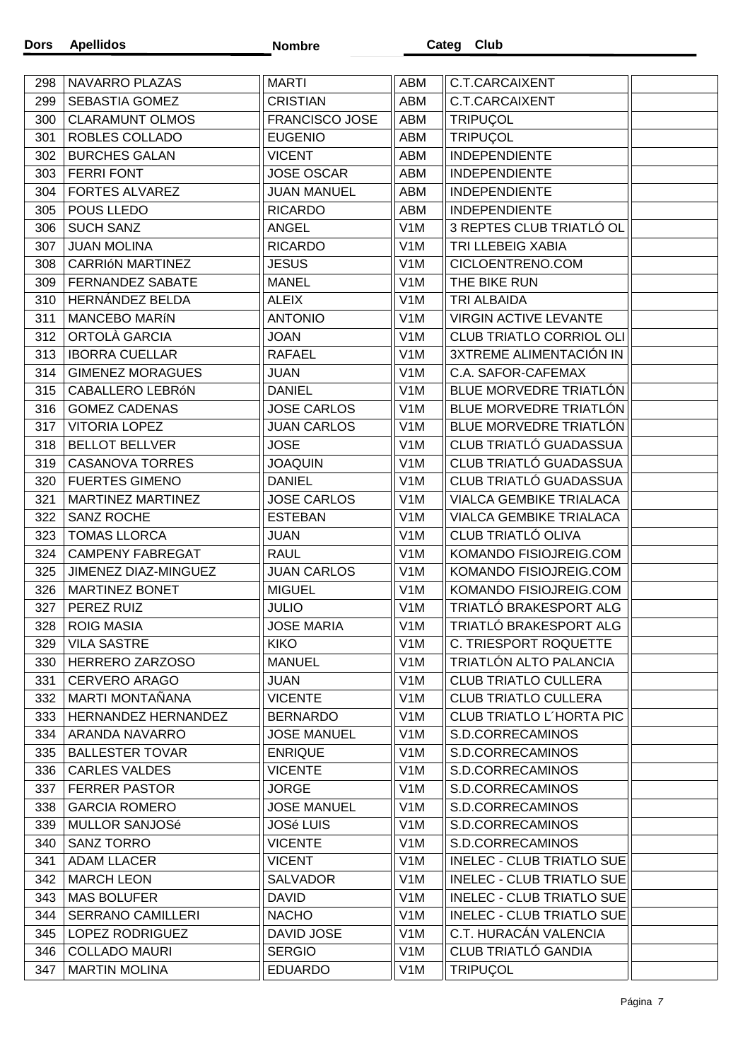| Dors | Apellidos | Nombre | Categ | Club | |
|---|---|---|---|---|---|
| 298 | NAVARRO PLAZAS | MARTI | ABM | C.T.CARCAIXENT | |
| 299 | SEBASTIA GOMEZ | CRISTIAN | ABM | C.T.CARCAIXENT | |
| 300 | CLARAMUNT OLMOS | FRANCISCO JOSE | ABM | TRIPUÇOL | |
| 301 | ROBLES COLLADO | EUGENIO | ABM | TRIPUÇOL | |
| 302 | BURCHES GALAN | VICENT | ABM | INDEPENDIENTE | |
| 303 | FERRI FONT | JOSE OSCAR | ABM | INDEPENDIENTE | |
| 304 | FORTES ALVAREZ | JUAN MANUEL | ABM | INDEPENDIENTE | |
| 305 | POUS LLEDO | RICARDO | ABM | INDEPENDIENTE | |
| 306 | SUCH SANZ | ANGEL | V1M | 3 REPTES CLUB TRIATLÓ OL | |
| 307 | JUAN MOLINA | RICARDO | V1M | TRI LLEBEIG XABIA | |
| 308 | CARRIóN MARTINEZ | JESUS | V1M | CICLOENTRENO.COM | |
| 309 | FERNANDEZ SABATE | MANEL | V1M | THE BIKE RUN | |
| 310 | HERNÁNDEZ BELDA | ALEIX | V1M | TRI ALBAIDA | |
| 311 | MANCEBO MARíN | ANTONIO | V1M | VIRGIN ACTIVE LEVANTE | |
| 312 | ORTOLÀ GARCIA | JOAN | V1M | CLUB TRIATLO CORRIOL OLI | |
| 313 | IBORRA CUELLAR | RAFAEL | V1M | 3XTREME ALIMENTACIÓN IN | |
| 314 | GIMENEZ MORAGUES | JUAN | V1M | C.A. SAFOR-CAFEMAX | |
| 315 | CABALLERO LEBRóN | DANIEL | V1M | BLUE MORVEDRE TRIATLÓN | |
| 316 | GOMEZ CADENAS | JOSE CARLOS | V1M | BLUE MORVEDRE TRIATLÓN | |
| 317 | VITORIA LOPEZ | JUAN CARLOS | V1M | BLUE MORVEDRE TRIATLÓN | |
| 318 | BELLOT BELLVER | JOSE | V1M | CLUB TRIATLÓ GUADASSUA | |
| 319 | CASANOVA TORRES | JOAQUIN | V1M | CLUB TRIATLÓ GUADASSUA | |
| 320 | FUERTES GIMENO | DANIEL | V1M | CLUB TRIATLÓ GUADASSUA | |
| 321 | MARTINEZ MARTINEZ | JOSE CARLOS | V1M | VIALCA GEMBIKE TRIALACA | |
| 322 | SANZ ROCHE | ESTEBAN | V1M | VIALCA GEMBIKE TRIALACA | |
| 323 | TOMAS LLORCA | JUAN | V1M | CLUB TRIATLÓ OLIVA | |
| 324 | CAMPENY FABREGAT | RAUL | V1M | KOMANDO FISIOJREIG.COM | |
| 325 | JIMENEZ DIAZ-MINGUEZ | JUAN CARLOS | V1M | KOMANDO FISIOJREIG.COM | |
| 326 | MARTINEZ BONET | MIGUEL | V1M | KOMANDO FISIOJREIG.COM | |
| 327 | PEREZ RUIZ | JULIO | V1M | TRIATLÓ BRAKESPORT ALG | |
| 328 | ROIG MASIA | JOSE MARIA | V1M | TRIATLÓ BRAKESPORT ALG | |
| 329 | VILA SASTRE | KIKO | V1M | C. TRIESPORT ROQUETTE | |
| 330 | HERRERO ZARZOSO | MANUEL | V1M | TRIATLÓN ALTO PALANCIA | |
| 331 | CERVERO ARAGO | JUAN | V1M | CLUB TRIATLO CULLERA | |
| 332 | MARTI MONTAÑANA | VICENTE | V1M | CLUB TRIATLO CULLERA | |
| 333 | HERNANDEZ HERNANDEZ | BERNARDO | V1M | CLUB TRIATLO L´HORTA PIC | |
| 334 | ARANDA NAVARRO | JOSE MANUEL | V1M | S.D.CORRECAMINOS | |
| 335 | BALLESTER TOVAR | ENRIQUE | V1M | S.D.CORRECAMINOS | |
| 336 | CARLES VALDES | VICENTE | V1M | S.D.CORRECAMINOS | |
| 337 | FERRER PASTOR | JORGE | V1M | S.D.CORRECAMINOS | |
| 338 | GARCIA ROMERO | JOSE MANUEL | V1M | S.D.CORRECAMINOS | |
| 339 | MULLOR SANJOSé | JOSé LUIS | V1M | S.D.CORRECAMINOS | |
| 340 | SANZ TORRO | VICENTE | V1M | S.D.CORRECAMINOS | |
| 341 | ADAM LLACER | VICENT | V1M | INELEC - CLUB TRIATLO SUE | |
| 342 | MARCH LEON | SALVADOR | V1M | INELEC - CLUB TRIATLO SUE | |
| 343 | MAS BOLUFER | DAVID | V1M | INELEC - CLUB TRIATLO SUE | |
| 344 | SERRANO CAMILLERI | NACHO | V1M | INELEC - CLUB TRIATLO SUE | |
| 345 | LOPEZ RODRIGUEZ | DAVID JOSE | V1M | C.T. HURACÁN VALENCIA | |
| 346 | COLLADO MAURI | SERGIO | V1M | CLUB TRIATLÓ GANDIA | |
| 347 | MARTIN MOLINA | EDUARDO | V1M | TRIPUÇOL | |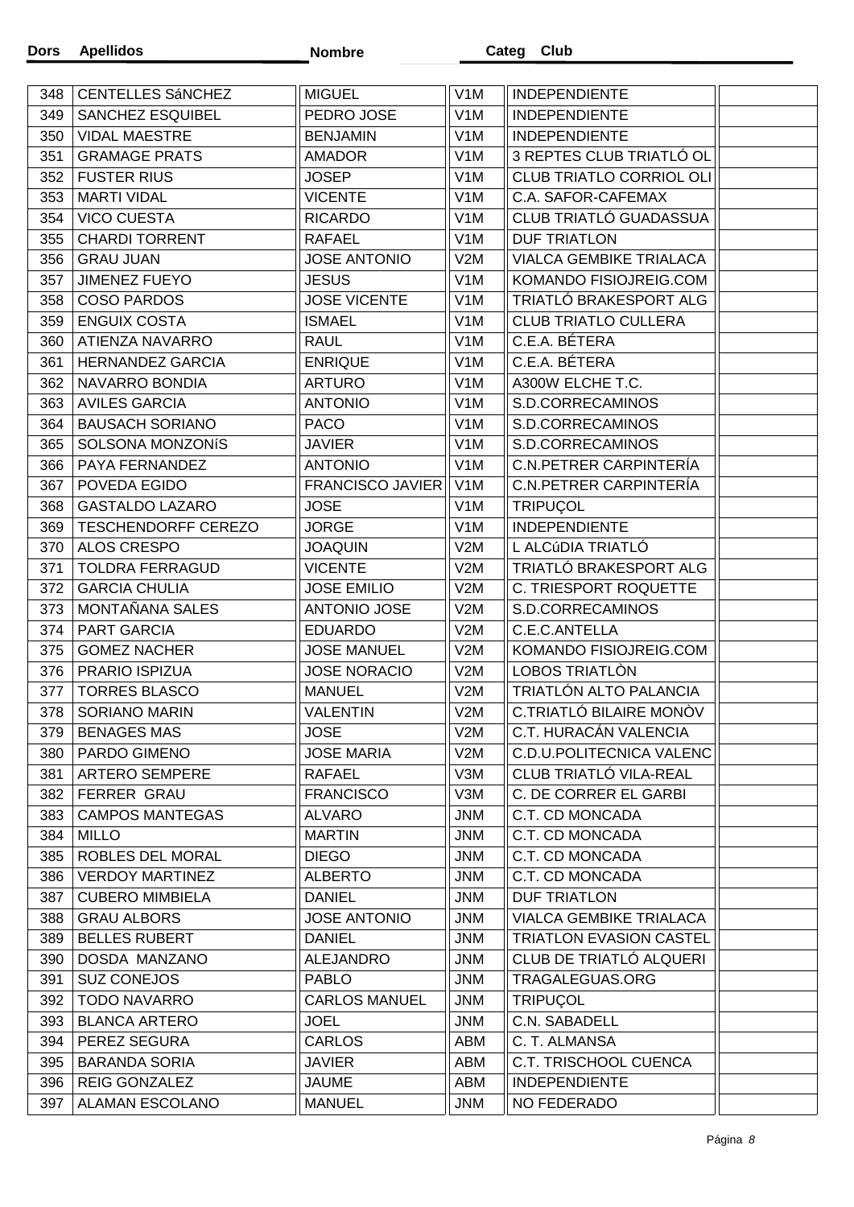| Dors | Apellidos | Nombre | Categ | Club | |
|---|---|---|---|---|---|
| 348 | CENTELLES SáNCHEZ | MIGUEL | V1M | INDEPENDIENTE | |
| 349 | SANCHEZ ESQUIBEL | PEDRO JOSE | V1M | INDEPENDIENTE | |
| 350 | VIDAL MAESTRE | BENJAMIN | V1M | INDEPENDIENTE | |
| 351 | GRAMAGE PRATS | AMADOR | V1M | 3 REPTES CLUB TRIATLÓ OL | |
| 352 | FUSTER RIUS | JOSEP | V1M | CLUB TRIATLO CORRIOL OLI | |
| 353 | MARTI VIDAL | VICENTE | V1M | C.A. SAFOR-CAFEMAX | |
| 354 | VICO CUESTA | RICARDO | V1M | CLUB TRIATLÓ GUADASSUA | |
| 355 | CHARDI TORRENT | RAFAEL | V1M | DUF TRIATLON | |
| 356 | GRAU JUAN | JOSE ANTONIO | V2M | VIALCA GEMBIKE TRIALACA | |
| 357 | JIMENEZ FUEYO | JESUS | V1M | KOMANDO FISIOJREIG.COM | |
| 358 | COSO PARDOS | JOSE VICENTE | V1M | TRIATLÓ BRAKESPORT ALG | |
| 359 | ENGUIX COSTA | ISMAEL | V1M | CLUB TRIATLO CULLERA | |
| 360 | ATIENZA NAVARRO | RAUL | V1M | C.E.A. BÉTERA | |
| 361 | HERNANDEZ GARCIA | ENRIQUE | V1M | C.E.A. BÉTERA | |
| 362 | NAVARRO BONDIA | ARTURO | V1M | A300W ELCHE T.C. | |
| 363 | AVILES GARCIA | ANTONIO | V1M | S.D.CORRECAMINOS | |
| 364 | BAUSACH SORIANO | PACO | V1M | S.D.CORRECAMINOS | |
| 365 | SOLSONA MONZONíS | JAVIER | V1M | S.D.CORRECAMINOS | |
| 366 | PAYA FERNANDEZ | ANTONIO | V1M | C.N.PETRER CARPINTERÍA | |
| 367 | POVEDA EGIDO | FRANCISCO JAVIER | V1M | C.N.PETRER CARPINTERÍA | |
| 368 | GASTALDO LAZARO | JOSE | V1M | TRIPUÇOL | |
| 369 | TESCHENDORFF CEREZO | JORGE | V1M | INDEPENDIENTE | |
| 370 | ALOS CRESPO | JOAQUIN | V2M | L ALCúDIA TRIATLÓ | |
| 371 | TOLDRA FERRAGUD | VICENTE | V2M | TRIATLÓ BRAKESPORT ALG | |
| 372 | GARCIA CHULIA | JOSE EMILIO | V2M | C. TRIESPORT ROQUETTE | |
| 373 | MONTAÑANA SALES | ANTONIO JOSE | V2M | S.D.CORRECAMINOS | |
| 374 | PART GARCIA | EDUARDO | V2M | C.E.C.ANTELLA | |
| 375 | GOMEZ NACHER | JOSE MANUEL | V2M | KOMANDO FISIOJREIG.COM | |
| 376 | PRARIO ISPIZUA | JOSE NORACIO | V2M | LOBOS TRIATLÒN | |
| 377 | TORRES BLASCO | MANUEL | V2M | TRIATLÓN ALTO PALANCIA | |
| 378 | SORIANO MARIN | VALENTIN | V2M | C.TRIATLÓ BILAIRE MONÒV | |
| 379 | BENAGES MAS | JOSE | V2M | C.T. HURACÁN VALENCIA | |
| 380 | PARDO GIMENO | JOSE MARIA | V2M | C.D.U.POLITECNICA VALENC | |
| 381 | ARTERO SEMPERE | RAFAEL | V3M | CLUB TRIATLÓ VILA-REAL | |
| 382 | FERRER GRAU | FRANCISCO | V3M | C. DE CORRER EL GARBI | |
| 383 | CAMPOS MANTEGAS | ALVARO | JNM | C.T. CD MONCADA | |
| 384 | MILLO | MARTIN | JNM | C.T. CD MONCADA | |
| 385 | ROBLES DEL MORAL | DIEGO | JNM | C.T. CD MONCADA | |
| 386 | VERDOY MARTINEZ | ALBERTO | JNM | C.T. CD MONCADA | |
| 387 | CUBERO MIMBIELA | DANIEL | JNM | DUF TRIATLON | |
| 388 | GRAU ALBORS | JOSE ANTONIO | JNM | VIALCA GEMBIKE TRIALACA | |
| 389 | BELLES RUBERT | DANIEL | JNM | TRIATLON EVASION CASTEL | |
| 390 | DOSDA MANZANO | ALEJANDRO | JNM | CLUB DE TRIATLÓ ALQUERI | |
| 391 | SUZ CONEJOS | PABLO | JNM | TRAGALEGUAS.ORG | |
| 392 | TODO NAVARRO | CARLOS MANUEL | JNM | TRIPUÇOL | |
| 393 | BLANCA ARTERO | JOEL | JNM | C.N. SABADELL | |
| 394 | PEREZ SEGURA | CARLOS | ABM | C. T. ALMANSA | |
| 395 | BARANDA SORIA | JAVIER | ABM | C.T. TRISCHOOL CUENCA | |
| 396 | REIG GONZALEZ | JAUME | ABM | INDEPENDIENTE | |
| 397 | ALAMAN ESCOLANO | MANUEL | JNM | NO FEDERADO | |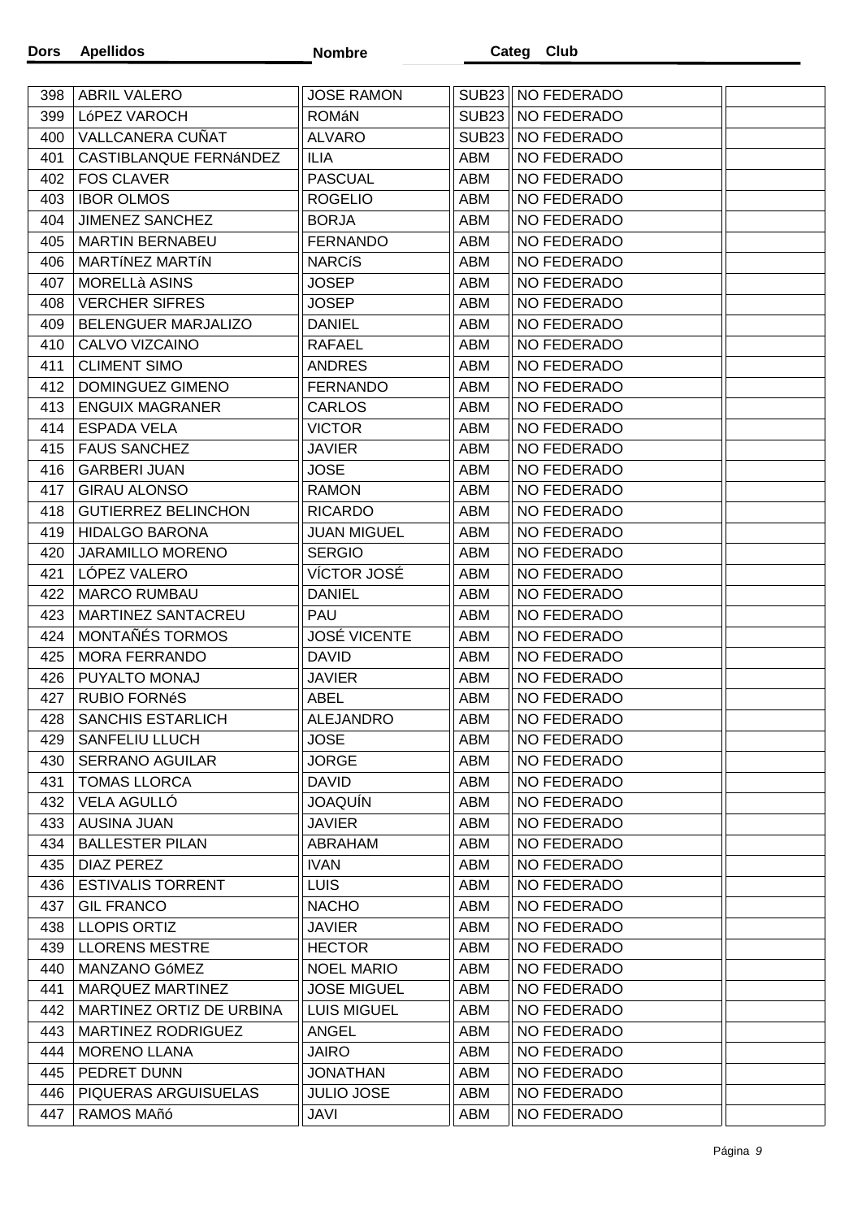| Dors | Apellidos | Nombre | Categ | Club | |
|---|---|---|---|---|---|
| 398 | ABRIL VALERO | JOSE RAMON | SUB23 | NO FEDERADO | |
| 399 | LóPEZ VAROCH | ROMáN | SUB23 | NO FEDERADO | |
| 400 | VALLCANERA CUÑAT | ALVARO | SUB23 | NO FEDERADO | |
| 401 | CASTIBLANQUE FERNáNDEZ | ILIA | ABM | NO FEDERADO | |
| 402 | FOS CLAVER | PASCUAL | ABM | NO FEDERADO | |
| 403 | IBOR OLMOS | ROGELIO | ABM | NO FEDERADO | |
| 404 | JIMENEZ SANCHEZ | BORJA | ABM | NO FEDERADO | |
| 405 | MARTIN BERNABEU | FERNANDO | ABM | NO FEDERADO | |
| 406 | MARTíNEZ MARTíN | NARCíS | ABM | NO FEDERADO | |
| 407 | MORELLà ASINS | JOSEP | ABM | NO FEDERADO | |
| 408 | VERCHER SIFRES | JOSEP | ABM | NO FEDERADO | |
| 409 | BELENGUER MARJALIZO | DANIEL | ABM | NO FEDERADO | |
| 410 | CALVO VIZCAINO | RAFAEL | ABM | NO FEDERADO | |
| 411 | CLIMENT SIMO | ANDRES | ABM | NO FEDERADO | |
| 412 | DOMINGUEZ GIMENO | FERNANDO | ABM | NO FEDERADO | |
| 413 | ENGUIX MAGRANER | CARLOS | ABM | NO FEDERADO | |
| 414 | ESPADA VELA | VICTOR | ABM | NO FEDERADO | |
| 415 | FAUS SANCHEZ | JAVIER | ABM | NO FEDERADO | |
| 416 | GARBERI JUAN | JOSE | ABM | NO FEDERADO | |
| 417 | GIRAU ALONSO | RAMON | ABM | NO FEDERADO | |
| 418 | GUTIERREZ BELINCHON | RICARDO | ABM | NO FEDERADO | |
| 419 | HIDALGO BARONA | JUAN MIGUEL | ABM | NO FEDERADO | |
| 420 | JARAMILLO MORENO | SERGIO | ABM | NO FEDERADO | |
| 421 | LÓPEZ VALERO | VÍCTOR JOSÉ | ABM | NO FEDERADO | |
| 422 | MARCO RUMBAU | DANIEL | ABM | NO FEDERADO | |
| 423 | MARTINEZ SANTACREU | PAU | ABM | NO FEDERADO | |
| 424 | MONTAÑÉS TORMOS | JOSÉ VICENTE | ABM | NO FEDERADO | |
| 425 | MORA FERRANDO | DAVID | ABM | NO FEDERADO | |
| 426 | PUYALTO MONAJ | JAVIER | ABM | NO FEDERADO | |
| 427 | RUBIO FORNéS | ABEL | ABM | NO FEDERADO | |
| 428 | SANCHIS ESTARLICH | ALEJANDRO | ABM | NO FEDERADO | |
| 429 | SANFELIU LLUCH | JOSE | ABM | NO FEDERADO | |
| 430 | SERRANO AGUILAR | JORGE | ABM | NO FEDERADO | |
| 431 | TOMAS LLORCA | DAVID | ABM | NO FEDERADO | |
| 432 | VELA AGULLÓ | JOAQUÍN | ABM | NO FEDERADO | |
| 433 | AUSINA JUAN | JAVIER | ABM | NO FEDERADO | |
| 434 | BALLESTER PILAN | ABRAHAM | ABM | NO FEDERADO | |
| 435 | DIAZ PEREZ | IVAN | ABM | NO FEDERADO | |
| 436 | ESTIVALIS TORRENT | LUIS | ABM | NO FEDERADO | |
| 437 | GIL FRANCO | NACHO | ABM | NO FEDERADO | |
| 438 | LLOPIS ORTIZ | JAVIER | ABM | NO FEDERADO | |
| 439 | LLORENS MESTRE | HECTOR | ABM | NO FEDERADO | |
| 440 | MANZANO GóMEZ | NOEL MARIO | ABM | NO FEDERADO | |
| 441 | MARQUEZ MARTINEZ | JOSE MIGUEL | ABM | NO FEDERADO | |
| 442 | MARTINEZ ORTIZ DE URBINA | LUIS MIGUEL | ABM | NO FEDERADO | |
| 443 | MARTINEZ RODRIGUEZ | ANGEL | ABM | NO FEDERADO | |
| 444 | MORENO LLANA | JAIRO | ABM | NO FEDERADO | |
| 445 | PEDRET DUNN | JONATHAN | ABM | NO FEDERADO | |
| 446 | PIQUERAS ARGUISUELAS | JULIO JOSE | ABM | NO FEDERADO | |
| 447 | RAMOS MAñó | JAVI | ABM | NO FEDERADO | |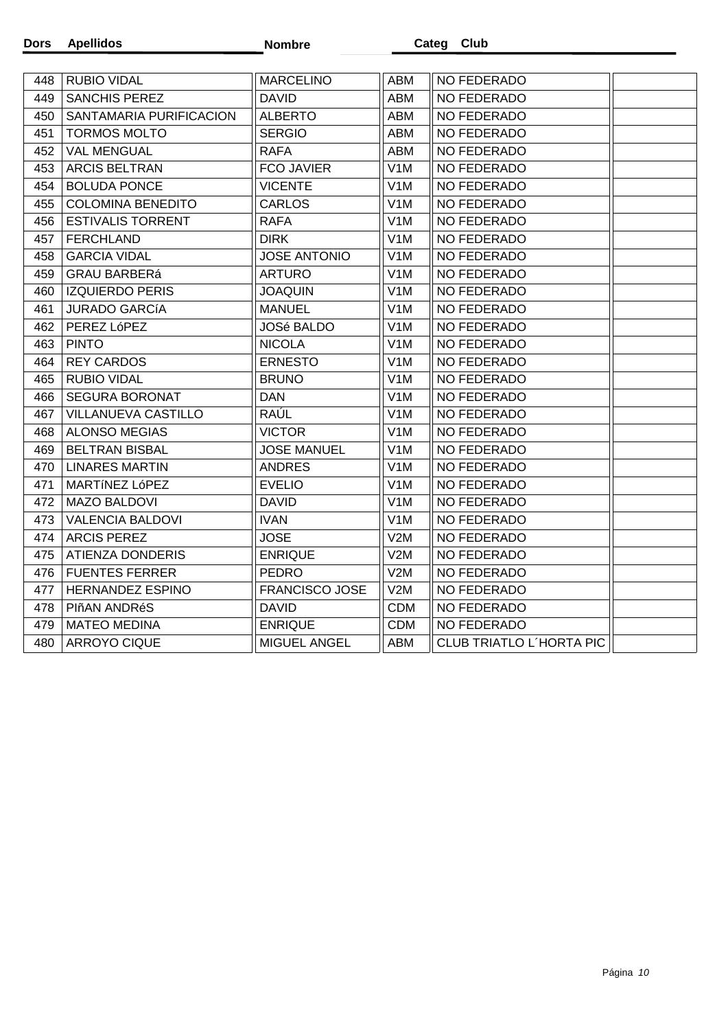| Dors | Apellidos | Nombre | Categ | Club | |
|---|---|---|---|---|---|
| 448 | RUBIO VIDAL | MARCELINO | ABM | NO FEDERADO | |
| 449 | SANCHIS PEREZ | DAVID | ABM | NO FEDERADO | |
| 450 | SANTAMARIA PURIFICACION | ALBERTO | ABM | NO FEDERADO | |
| 451 | TORMOS MOLTO | SERGIO | ABM | NO FEDERADO | |
| 452 | VAL MENGUAL | RAFA | ABM | NO FEDERADO | |
| 453 | ARCIS BELTRAN | FCO JAVIER | V1M | NO FEDERADO | |
| 454 | BOLUDA PONCE | VICENTE | V1M | NO FEDERADO | |
| 455 | COLOMINA BENEDITO | CARLOS | V1M | NO FEDERADO | |
| 456 | ESTIVALIS TORRENT | RAFA | V1M | NO FEDERADO | |
| 457 | FERCHLAND | DIRK | V1M | NO FEDERADO | |
| 458 | GARCIA VIDAL | JOSE ANTONIO | V1M | NO FEDERADO | |
| 459 | GRAU BARBERá | ARTURO | V1M | NO FEDERADO | |
| 460 | IZQUIERDO PERIS | JOAQUIN | V1M | NO FEDERADO | |
| 461 | JURADO GARCíA | MANUEL | V1M | NO FEDERADO | |
| 462 | PEREZ LóPEZ | JOSé BALDO | V1M | NO FEDERADO | |
| 463 | PINTO | NICOLA | V1M | NO FEDERADO | |
| 464 | REY CARDOS | ERNESTO | V1M | NO FEDERADO | |
| 465 | RUBIO VIDAL | BRUNO | V1M | NO FEDERADO | |
| 466 | SEGURA BORONAT | DAN | V1M | NO FEDERADO | |
| 467 | VILLANUEVA CASTILLO | RAÚL | V1M | NO FEDERADO | |
| 468 | ALONSO MEGIAS | VICTOR | V1M | NO FEDERADO | |
| 469 | BELTRAN BISBAL | JOSE MANUEL | V1M | NO FEDERADO | |
| 470 | LINARES MARTIN | ANDRES | V1M | NO FEDERADO | |
| 471 | MARTíNEZ LóPEZ | EVELIO | V1M | NO FEDERADO | |
| 472 | MAZO BALDOVI | DAVID | V1M | NO FEDERADO | |
| 473 | VALENCIA BALDOVI | IVAN | V1M | NO FEDERADO | |
| 474 | ARCIS PEREZ | JOSE | V2M | NO FEDERADO | |
| 475 | ATIENZA DONDERIS | ENRIQUE | V2M | NO FEDERADO | |
| 476 | FUENTES FERRER | PEDRO | V2M | NO FEDERADO | |
| 477 | HERNANDEZ ESPINO | FRANCISCO JOSE | V2M | NO FEDERADO | |
| 478 | PIñAN ANDRéS | DAVID | CDM | NO FEDERADO | |
| 479 | MATEO MEDINA | ENRIQUE | CDM | NO FEDERADO | |
| 480 | ARROYO CIQUE | MIGUEL ANGEL | ABM | CLUB TRIATLO L´HORTA PIC | |